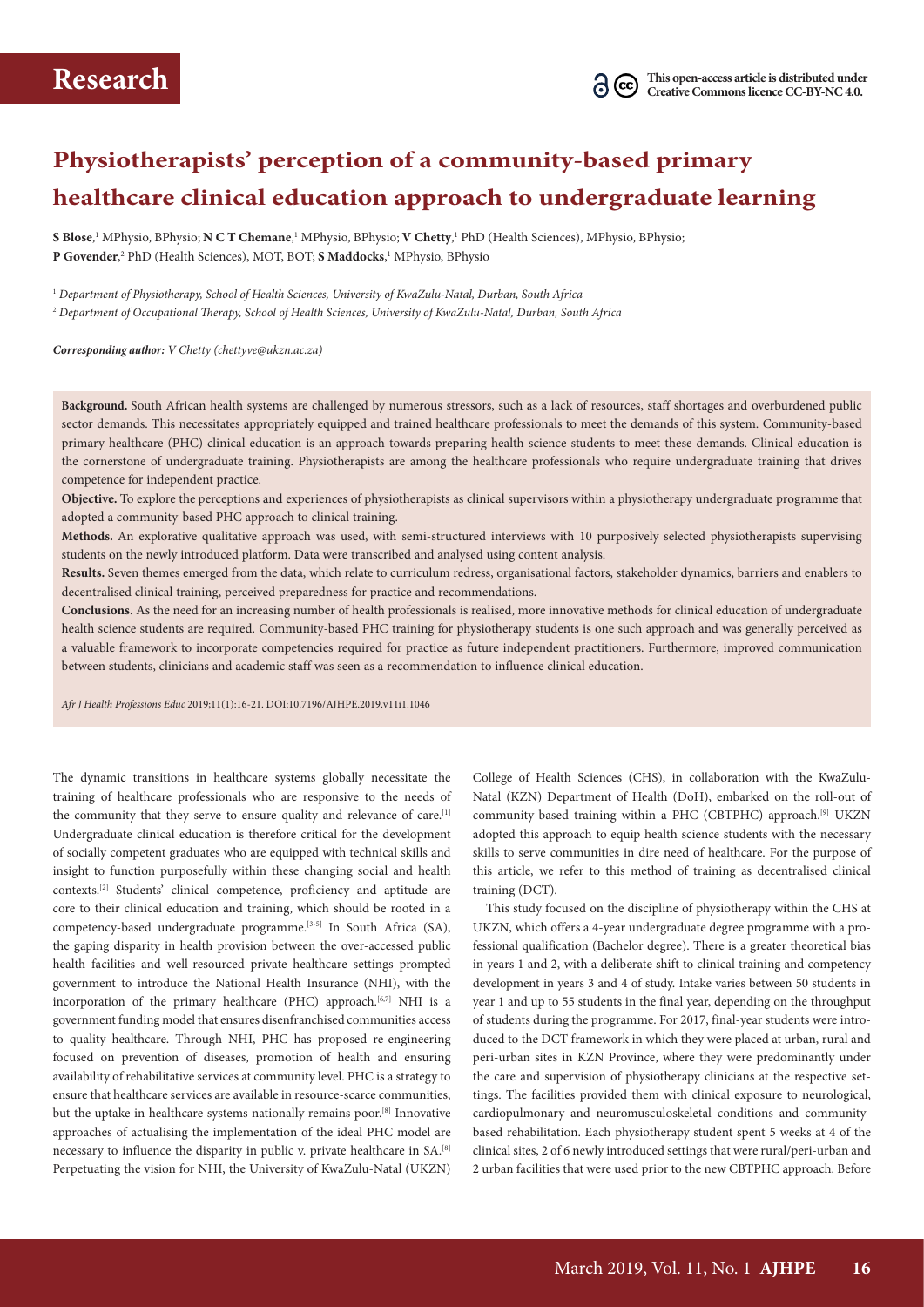# Physiotherapists' perception of a community-based primary healthcare clinical education approach to undergraduate learning

**S Blose**,[1] MPhysio, BPhysio; **N C T Chemane**,[1] MPhysio, BPhysio; **V Chetty**,[1] PhD (Health Sciences), MPhysio, BPhysio; **P Govender**,[2] PhD (Health Sciences), MOT, BOT; **S Maddocks**,[1] MPhysio, BPhysio

[1] *Department of Physiotherapy, School of Health Sciences, University of KwaZulu-Natal, Durban, South Africa*

[2] *Department of Occupational Therapy, School of Health Sciences, University of KwaZulu-Natal, Durban, South Africa*

***Corresponding author:*** *V Chetty (chettyve@ukzn.ac.za)*

**Background.** South African health systems are challenged by numerous stressors, such as a lack of resources, staff shortages and overburdened public sector demands. This necessitates appropriately equipped and trained healthcare professionals to meet the demands of this system. Community-based primary healthcare (PHC) clinical education is an approach towards preparing health science students to meet these demands. Clinical education is the cornerstone of undergraduate training. Physiotherapists are among the healthcare professionals who require undergraduate training that drives competence for independent practice.

**Objective.** To explore the perceptions and experiences of physiotherapists as clinical supervisors within a physiotherapy undergraduate programme that adopted a community-based PHC approach to clinical training.

**Methods.** An explorative qualitative approach was used, with semi-structured interviews with 10 purposively selected physiotherapists supervising students on the newly introduced platform. Data were transcribed and analysed using content analysis.

**Results.** Seven themes emerged from the data, which relate to curriculum redress, organisational factors, stakeholder dynamics, barriers and enablers to decentralised clinical training, perceived preparedness for practice and recommendations.

**Conclusions.** As the need for an increasing number of health professionals is realised, more innovative methods for clinical education of undergraduate health science students are required. Community-based PHC training for physiotherapy students is one such approach and was generally perceived as a valuable framework to incorporate competencies required for practice as future independent practitioners. Furthermore, improved communication between students, clinicians and academic staff was seen as a recommendation to influence clinical education.

*Afr J Health Professions Educ* 2019;11(1):16-21. DOI:10.7196/AJHPE.2019.v11i1.1046

The dynamic transitions in healthcare systems globally necessitate the training of healthcare professionals who are responsive to the needs of the community that they serve to ensure quality and relevance of care.[1] Undergraduate clinical education is therefore critical for the development of socially competent graduates who are equipped with technical skills and insight to function purposefully within these changing social and health contexts.[2] Students' clinical competence, proficiency and aptitude are core to their clinical education and training, which should be rooted in a competency-based undergraduate programme.[3-5] In South Africa (SA), the gaping disparity in health provision between the over-accessed public health facilities and well-resourced private healthcare settings prompted government to introduce the National Health Insurance (NHI), with the incorporation of the primary healthcare (PHC) approach.[6,7] NHI is a government funding model that ensures disenfranchised communities access to quality healthcare. Through NHI, PHC has proposed re-engineering focused on prevention of diseases, promotion of health and ensuring availability of rehabilitative services at community level. PHC is a strategy to ensure that healthcare services are available in resource-scarce communities, but the uptake in healthcare systems nationally remains poor.[8] Innovative approaches of actualising the implementation of the ideal PHC model are necessary to influence the disparity in public v. private healthcare in SA.[8] Perpetuating the vision for NHI, the University of KwaZulu-Natal (UKZN) College of Health Sciences (CHS), in collaboration with the KwaZulu-Natal (KZN) Department of Health (DoH), embarked on the roll-out of community-based training within a PHC (CBTPHC) approach.[9] UKZN adopted this approach to equip health science students with the necessary skills to serve communities in dire need of healthcare. For the purpose of this article, we refer to this method of training as decentralised clinical training (DCT).

This study focused on the discipline of physiotherapy within the CHS at UKZN, which offers a 4-year undergraduate degree programme with a professional qualification (Bachelor degree). There is a greater theoretical bias in years 1 and 2, with a deliberate shift to clinical training and competency development in years 3 and 4 of study. Intake varies between 50 students in year 1 and up to 55 students in the final year, depending on the throughput of students during the programme. For 2017, final-year students were introduced to the DCT framework in which they were placed at urban, rural and peri-urban sites in KZN Province, where they were predominantly under the care and supervision of physiotherapy clinicians at the respective settings. The facilities provided them with clinical exposure to neurological, cardiopulmonary and neuromusculoskeletal conditions and community-based rehabilitation. Each physiotherapy student spent 5 weeks at 4 of the clinical sites, 2 of 6 newly introduced settings that were rural/peri-urban and 2 urban facilities that were used prior to the new CBTPHC approach. Before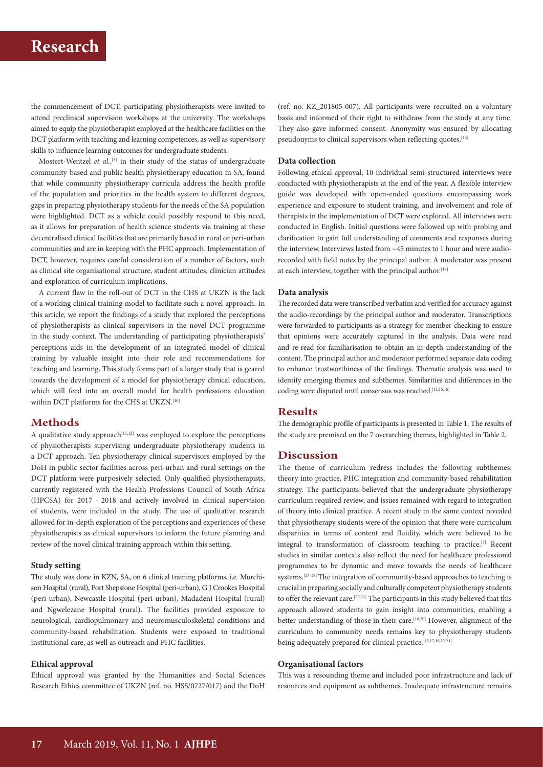the commencement of DCT, participating physiotherapists were invited to attend preclinical supervision workshops at the university. The workshops aimed to equip the physiotherapist employed at the healthcare facilities on the DCT platform with teaching and learning competences, as well as supervisory skills to influence learning outcomes for undergraduate students.

Mostert-Wentzel *et al.*,[3] in their study of the status of undergraduate community-based and public health physiotherapy education in SA, found that while community physiotherapy curricula address the health profile of the population and priorities in the health system to different degrees, gaps in preparing physiotherapy students for the needs of the SA population were highlighted. DCT as a vehicle could possibly respond to this need, as it allows for preparation of health science students via training at these decentralised clinical facilities that are primarily based in rural or peri-urban communities and are in keeping with the PHC approach. Implementation of DCT, however, requires careful consideration of a number of factors, such as clinical site organisational structure, student attitudes, clinician attitudes and exploration of curriculum implications.

A current flaw in the roll-out of DCT in the CHS at UKZN is the lack of a working clinical training model to facilitate such a novel approach. In this article, we report the findings of a study that explored the perceptions of physiotherapists as clinical supervisors in the novel DCT programme in the study context. The understanding of participating physiotherapists' perceptions aids in the development of an integrated model of clinical training by valuable insight into their role and recommendations for teaching and learning. This study forms part of a larger study that is geared towards the development of a model for physiotherapy clinical education, which will feed into an overall model for health professions education within DCT platforms for the CHS at UKZN.[10]

## Methods

A qualitative study approach[11,12] was employed to explore the perceptions of physiotherapists supervising undergraduate physiotherapy students in a DCT approach. Ten physiotherapy clinical supervisors employed by the DoH in public sector facilities across peri-urban and rural settings on the DCT platform were purposively selected. Only qualified physiotherapists, currently registered with the Health Professions Council of South Africa (HPCSA) for 2017 - 2018 and actively involved in clinical supervision of students, were included in the study. The use of qualitative research allowed for in-depth exploration of the perceptions and experiences of these physiotherapists as clinical supervisors to inform the future planning and review of the novel clinical training approach within this setting.

### Study setting

The study was done in KZN, SA, on 6 clinical training platforms, i.e. Murchison Hospital (rural), Port Shepstone Hospital (peri-urban), G J Crookes Hospital (peri-urban), Newcastle Hospital (peri-urban), Madadeni Hospital (rural) and Ngwelezane Hospital (rural). The facilities provided exposure to neurological, cardiopulmonary and neuromusculoskeletal conditions and community-based rehabilitation. Students were exposed to traditional institutional care, as well as outreach and PHC facilities.

### Ethical approval

Ethical approval was granted by the Humanities and Social Sciences Research Ethics committee of UKZN (ref. no. HSS/0727/017) and the DoH (ref. no. KZ_201805-007). All participants were recruited on a voluntary basis and informed of their right to withdraw from the study at any time. They also gave informed consent. Anonymity was ensured by allocating pseudonyms to clinical supervisors when reflecting quotes.[13]

### Data collection

Following ethical approval, 10 individual semi-structured interviews were conducted with physiotherapists at the end of the year. A flexible interview guide was developed with open-ended questions encompassing work experience and exposure to student training, and involvement and role of therapists in the implementation of DCT were explored. All interviews were conducted in English. Initial questions were followed up with probing and clarification to gain full understanding of comments and responses during the interview. Interviews lasted from ~45 minutes to 1 hour and were audio-recorded with field notes by the principal author. A moderator was present at each interview, together with the principal author.[14]

### Data analysis

The recorded data were transcribed verbatim and verified for accuracy against the audio-recordings by the principal author and moderator. Transcriptions were forwarded to participants as a strategy for member checking to ensure that opinions were accurately captured in the analysis. Data were read and re-read for familiarisation to obtain an in-depth understanding of the content. The principal author and moderator performed separate data coding to enhance trustworthiness of the findings. Thematic analysis was used to identify emerging themes and subthemes. Similarities and differences in the coding were disputed until consensus was reached.[11,15,16]

## Results

The demographic profile of participants is presented in Table 1. The results of the study are premised on the 7 overarching themes, highlighted in Table 2.

## Discussion

The theme of curriculum redress includes the following subthemes: theory into practice, PHC integration and community-based rehabilitation strategy. The participants believed that the undergraduate physiotherapy curriculum required review, and issues remained with regard to integration of theory into clinical practice. A recent study in the same context revealed that physiotherapy students were of the opinion that there were curriculum disparities in terms of content and fluidity, which were believed to be integral to transformation of classroom teaching to practice.[3] Recent studies in similar contexts also reflect the need for healthcare professional programmes to be dynamic and move towards the needs of healthcare systems.[17-19] The integration of community-based approaches to teaching is crucial in preparing socially and culturally competent physiotherapy students to offer the relevant care.[20,21] The participants in this study believed that this approach allowed students to gain insight into communities, enabling a better understanding of those in their care.[18,20] However, alignment of the curriculum to community needs remains key to physiotherapy students being adequately prepared for clinical practice.[3,17,18,22,23]

### Organisational factors

This was a resounding theme and included poor infrastructure and lack of resources and equipment as subthemes. Inadequate infrastructure remains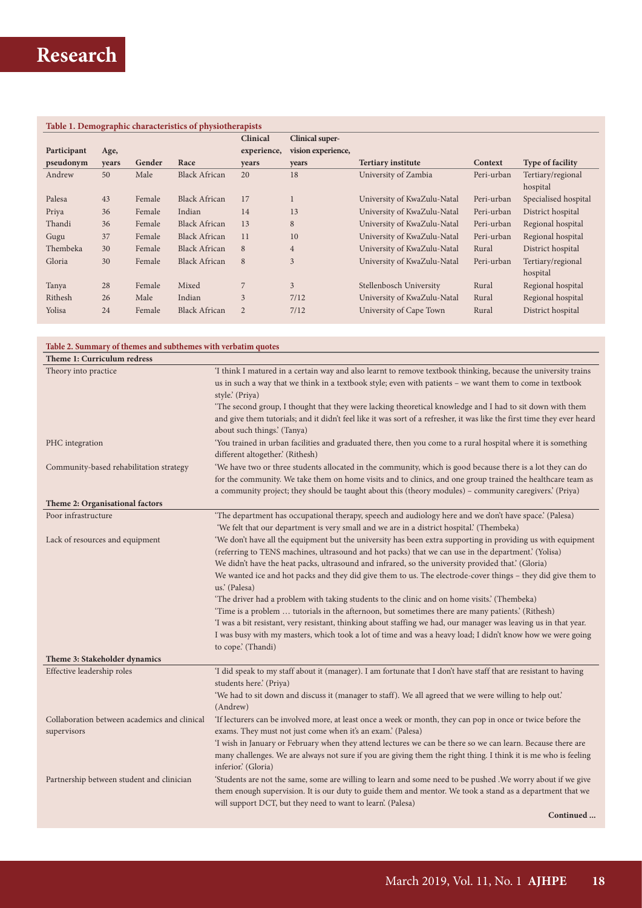**Table 1. Demographic characteristics of physiotherapists**

| Participant pseudonym | Age, years | Gender | Race | Clinical experience, years | Clinical supervision experience, years | Tertiary institute | Context | Type of facility |
|---|---|---|---|---|---|---|---|---|
| Andrew | 50 | Male | Black African | 20 | 18 | University of Zambia | Peri-urban | Tertiary/regional hospital |
| Palesa | 43 | Female | Black African | 17 | 1 | University of KwaZulu-Natal | Peri-urban | Specialised hospital |
| Priya | 36 | Female | Indian | 14 | 13 | University of KwaZulu-Natal | Peri-urban | District hospital |
| Thandi | 36 | Female | Black African | 13 | 8 | University of KwaZulu-Natal | Peri-urban | Regional hospital |
| Gugu | 37 | Female | Black African | 11 | 10 | University of KwaZulu-Natal | Peri-urban | Regional hospital |
| Thembeka | 30 | Female | Black African | 8 | 4 | University of KwaZulu-Natal | Rural | District hospital |
| Gloria | 30 | Female | Black African | 8 | 3 | University of KwaZulu-Natal | Peri-urban | Tertiary/regional hospital |
| Tanya | 28 | Female | Mixed | 7 | 3 | Stellenbosch University | Rural | Regional hospital |
| Rithesh | 26 | Male | Indian | 3 | 7/12 | University of KwaZulu-Natal | Rural | Regional hospital |
| Yolisa | 24 | Female | Black African | 2 | 7/12 | University of Cape Town | Rural | District hospital |

**Table 2. Summary of themes and subthemes with verbatim quotes**

| Theme 1: Curriculum redress | |
|---|---|
| Theory into practice | 'I think I matured in a certain way and also learnt to remove textbook thinking, because the university trains us in such a way that we think in a textbook style; even with patients – we want them to come in textbook style.' (Priya)<br>'The second group, I thought that they were lacking theoretical knowledge and I had to sit down with them and give them tutorials; and it didn't feel like it was sort of a refresher, it was like the first time they ever heard about such things.' (Tanya) |
| PHC integration | 'You trained in urban facilities and graduated there, then you come to a rural hospital where it is something different altogether.' (Rithesh) |
| Community-based rehabilitation strategy | 'We have two or three students allocated in the community, which is good because there is a lot they can do for the community. We take them on home visits and to clinics, and one group trained the healthcare team as a community project; they should be taught about this (theory modules) – community caregivers.' (Priya) |
| **Theme 2: Organisational factors** | |
| Poor infrastructure | 'The department has occupational therapy, speech and audiology here and we don't have space.' (Palesa)<br>'We felt that our department is very small and we are in a district hospital.' (Thembeka) |
| Lack of resources and equipment | 'We don't have all the equipment but the university has been extra supporting in providing us with equipment (referring to TENS machines, ultrasound and hot packs) that we can use in the department.' (Yolisa)<br>We didn't have the heat packs, ultrasound and infrared, so the university provided that.' (Gloria)<br>We wanted ice and hot packs and they did give them to us. The electrode-cover things – they did give them to us.' (Palesa)<br>'The driver had a problem with taking students to the clinic and on home visits.' (Thembeka)<br>'Time is a problem … tutorials in the afternoon, but sometimes there are many patients.' (Rithesh)<br>'I was a bit resistant, very resistant, thinking about staffing we had, our manager was leaving us in that year. I was busy with my masters, which took a lot of time and was a heavy load; I didn't know how we were going to cope.' (Thandi) |
| **Theme 3: Stakeholder dynamics** | |
| Effective leadership roles | 'I did speak to my staff about it (manager). I am fortunate that I don't have staff that are resistant to having students here.' (Priya)<br>'We had to sit down and discuss it (manager to staff). We all agreed that we were willing to help out.' (Andrew) |
| Collaboration between academics and clinical supervisors | 'If lecturers can be involved more, at least once a week or month, they can pop in once or twice before the exams. They must not just come when it's an exam.' (Palesa)<br>'I wish in January or February when they attend lectures we can be there so we can learn. Because there are many challenges. We are always not sure if you are giving them the right thing. I think it is me who is feeling inferior.' (Gloria) |
| Partnership between student and clinician | 'Students are not the same, some are willing to learn and some need to be pushed .We worry about if we give them enough supervision. It is our duty to guide them and mentor. We took a stand as a department that we will support DCT, but they need to want to learn'. (Palesa) |

Continued ...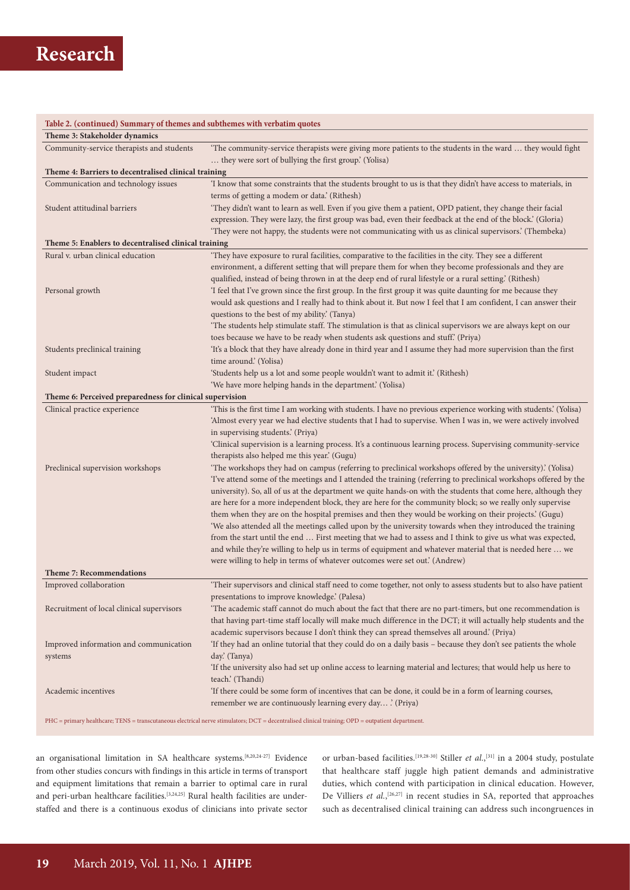**Table 2. (continued) Summary of themes and subthemes with verbatim quotes**

| | |
|---|---|
| **Theme 3: Stakeholder dynamics** | |
| Community-service therapists and students | 'The community-service therapists were giving more patients to the students in the ward … they would fight … they were sort of bullying the first group.' (Yolisa) |
| **Theme 4: Barriers to decentralised clinical training** | |
| Communication and technology issues | 'I know that some constraints that the students brought to us is that they didn't have access to materials, in terms of getting a modem or data.' (Rithesh) |
| Student attitudinal barriers | 'They didn't want to learn as well. Even if you give them a patient, OPD patient, they change their facial expression. They were lazy, the first group was bad, even their feedback at the end of the block.' (Gloria)<br>'They were not happy, the students were not communicating with us as clinical supervisors.' (Thembeka) |
| **Theme 5: Enablers to decentralised clinical training** | |
| Rural v. urban clinical education | 'They have exposure to rural facilities, comparative to the facilities in the city. They see a different environment, a different setting that will prepare them for when they become professionals and they are qualified, instead of being thrown in at the deep end of rural lifestyle or a rural setting.' (Rithesh) |
| Personal growth | 'I feel that I've grown since the first group. In the first group it was quite daunting for me because they would ask questions and I really had to think about it. But now I feel that I am confident, I can answer their questions to the best of my ability.' (Tanya)<br>'The students help stimulate staff. The stimulation is that as clinical supervisors we are always kept on our toes because we have to be ready when students ask questions and stuff.' (Priya) |
| Students preclinical training | 'It's a block that they have already done in third year and I assume they had more supervision than the first time around.' (Yolisa) |
| Student impact | 'Students help us a lot and some people wouldn't want to admit it.' (Rithesh)<br>'We have more helping hands in the department.' (Yolisa) |
| **Theme 6: Perceived preparedness for clinical supervision** | |
| Clinical practice experience | 'This is the first time I am working with students. I have no previous experience working with students.' (Yolisa)<br>'Almost every year we had elective students that I had to supervise. When I was in, we were actively involved in supervising students.' (Priya)<br>'Clinical supervision is a learning process. It's a continuous learning process. Supervising community-service therapists also helped me this year.' (Gugu) |
| Preclinical supervision workshops | 'The workshops they had on campus (referring to preclinical workshops offered by the university).' (Yolisa)<br>'I've attend some of the meetings and I attended the training (referring to preclinical workshops offered by the university). So, all of us at the department we quite hands-on with the students that come here, although they are here for a more independent block, they are here for the community block; so we really only supervise them when they are on the hospital premises and then they would be working on their projects.' (Gugu)<br>'We also attended all the meetings called upon by the university towards when they introduced the training from the start until the end … First meeting that we had to assess and I think to give us what was expected, and while they're willing to help us in terms of equipment and whatever material that is needed here … we were willing to help in terms of whatever outcomes were set out.' (Andrew) |
| **Theme 7: Recommendations** | |
| Improved collaboration | 'Their supervisors and clinical staff need to come together, not only to assess students but to also have patient presentations to improve knowledge.' (Palesa) |
| Recruitment of local clinical supervisors | 'The academic staff cannot do much about the fact that there are no part-timers, but one recommendation is that having part-time staff locally will make much difference in the DCT; it will actually help students and the academic supervisors because I don't think they can spread themselves all around.' (Priya) |
| Improved information and communication systems | 'If they had an online tutorial that they could do on a daily basis – because they don't see patients the whole day.' (Tanya)<br>'If the university also had set up online access to learning material and lectures; that would help us here to teach.' (Thandi) |
| Academic incentives | 'If there could be some form of incentives that can be done, it could be in a form of learning courses, remember we are continuously learning every day… .' (Priya) |

PHC = primary healthcare; TENS = transcutaneous electrical nerve stimulators; DCT = decentralised clinical training; OPD = outpatient department.

an organisational limitation in SA healthcare systems.[8,20,24-27] Evidence from other studies concurs with findings in this article in terms of transport and equipment limitations that remain a barrier to optimal care in rural and peri-urban healthcare facilities.[3,24,25] Rural health facilities are understaffed and there is a continuous exodus of clinicians into private sector or urban-based facilities.[19,28-30] Stiller *et al.*,[31] in a 2004 study, postulate that healthcare staff juggle high patient demands and administrative duties, which contend with participation in clinical education. However, De Villiers *et al.*,[26,27] in recent studies in SA, reported that approaches such as decentralised clinical training can address such incongruences in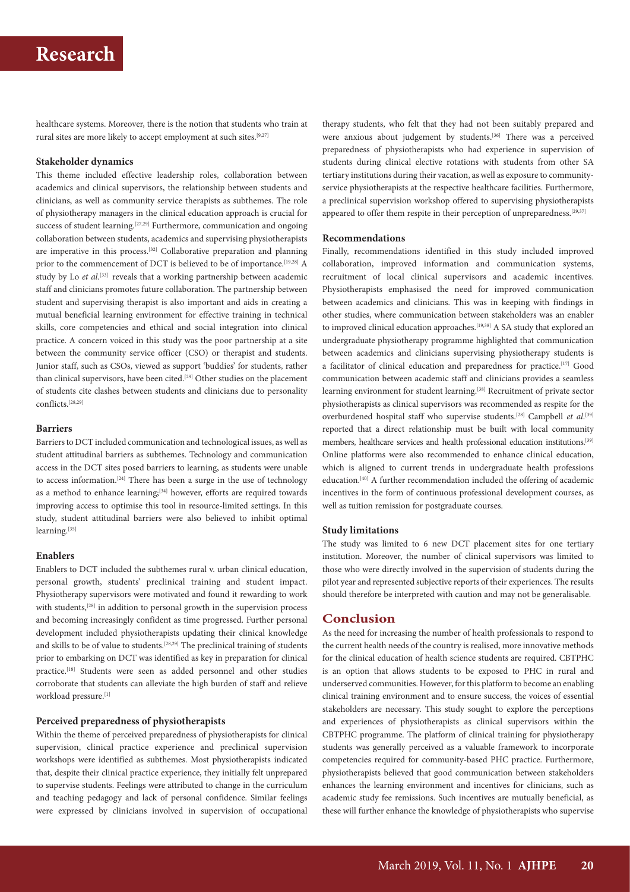healthcare systems. Moreover, there is the notion that students who train at rural sites are more likely to accept employment at such sites.[9,27]

### Stakeholder dynamics

This theme included effective leadership roles, collaboration between academics and clinical supervisors, the relationship between students and clinicians, as well as community service therapists as subthemes. The role of physiotherapy managers in the clinical education approach is crucial for success of student learning.[27,29] Furthermore, communication and ongoing collaboration between students, academics and supervising physiotherapists are imperative in this process.[32] Collaborative preparation and planning prior to the commencement of DCT is believed to be of importance.[19,28] A study by Lo *et al.*[33] reveals that a working partnership between academic staff and clinicians promotes future collaboration. The partnership between student and supervising therapist is also important and aids in creating a mutual beneficial learning environment for effective training in technical skills, core competencies and ethical and social integration into clinical practice. A concern voiced in this study was the poor partnership at a site between the community service officer (CSO) or therapist and students. Junior staff, such as CSOs, viewed as support 'buddies' for students, rather than clinical supervisors, have been cited.[29] Other studies on the placement of students cite clashes between students and clinicians due to personality conflicts.[28,29]

### Barriers

Barriers to DCT included communication and technological issues, as well as student attitudinal barriers as subthemes. Technology and communication access in the DCT sites posed barriers to learning, as students were unable to access information.[24] There has been a surge in the use of technology as a method to enhance learning;[34] however, efforts are required towards improving access to optimise this tool in resource-limited settings. In this study, student attitudinal barriers were also believed to inhibit optimal learning.[35]

### Enablers

Enablers to DCT included the subthemes rural v. urban clinical education, personal growth, students' preclinical training and student impact. Physiotherapy supervisors were motivated and found it rewarding to work with students,[28] in addition to personal growth in the supervision process and becoming increasingly confident as time progressed. Further personal development included physiotherapists updating their clinical knowledge and skills to be of value to students.[28,29] The preclinical training of students prior to embarking on DCT was identified as key in preparation for clinical practice.[18] Students were seen as added personnel and other studies corroborate that students can alleviate the high burden of staff and relieve workload pressure.[1]

### Perceived preparedness of physiotherapists

Within the theme of perceived preparedness of physiotherapists for clinical supervision, clinical practice experience and preclinical supervision workshops were identified as subthemes. Most physiotherapists indicated that, despite their clinical practice experience, they initially felt unprepared to supervise students. Feelings were attributed to change in the curriculum and teaching pedagogy and lack of personal confidence. Similar feelings were expressed by clinicians involved in supervision of occupational therapy students, who felt that they had not been suitably prepared and were anxious about judgement by students.[36] There was a perceived preparedness of physiotherapists who had experience in supervision of students during clinical elective rotations with students from other SA tertiary institutions during their vacation, as well as exposure to community-service physiotherapists at the respective healthcare facilities. Furthermore, a preclinical supervision workshop offered to supervising physiotherapists appeared to offer them respite in their perception of unpreparedness.[29,37]

### Recommendations

Finally, recommendations identified in this study included improved collaboration, improved information and communication systems, recruitment of local clinical supervisors and academic incentives. Physiotherapists emphasised the need for improved communication between academics and clinicians. This was in keeping with findings in other studies, where communication between stakeholders was an enabler to improved clinical education approaches.[19,38] A SA study that explored an undergraduate physiotherapy programme highlighted that communication between academics and clinicians supervising physiotherapy students is a facilitator of clinical education and preparedness for practice.[17] Good communication between academic staff and clinicians provides a seamless learning environment for student learning.[38] Recruitment of private sector physiotherapists as clinical supervisors was recommended as respite for the overburdened hospital staff who supervise students.[28] Campbell *et al.*[39] reported that a direct relationship must be built with local community members, healthcare services and health professional education institutions.[39] Online platforms were also recommended to enhance clinical education, which is aligned to current trends in undergraduate health professions education.[40] A further recommendation included the offering of academic incentives in the form of continuous professional development courses, as well as tuition remission for postgraduate courses.

### Study limitations

The study was limited to 6 new DCT placement sites for one tertiary institution. Moreover, the number of clinical supervisors was limited to those who were directly involved in the supervision of students during the pilot year and represented subjective reports of their experiences. The results should therefore be interpreted with caution and may not be generalisable.

## Conclusion

As the need for increasing the number of health professionals to respond to the current health needs of the country is realised, more innovative methods for the clinical education of health science students are required. CBTPHC is an option that allows students to be exposed to PHC in rural and underserved communities. However, for this platform to become an enabling clinical training environment and to ensure success, the voices of essential stakeholders are necessary. This study sought to explore the perceptions and experiences of physiotherapists as clinical supervisors within the CBTPHC programme. The platform of clinical training for physiotherapy students was generally perceived as a valuable framework to incorporate competencies required for community-based PHC practice. Furthermore, physiotherapists believed that good communication between stakeholders enhances the learning environment and incentives for clinicians, such as academic study fee remissions. Such incentives are mutually beneficial, as these will further enhance the knowledge of physiotherapists who supervise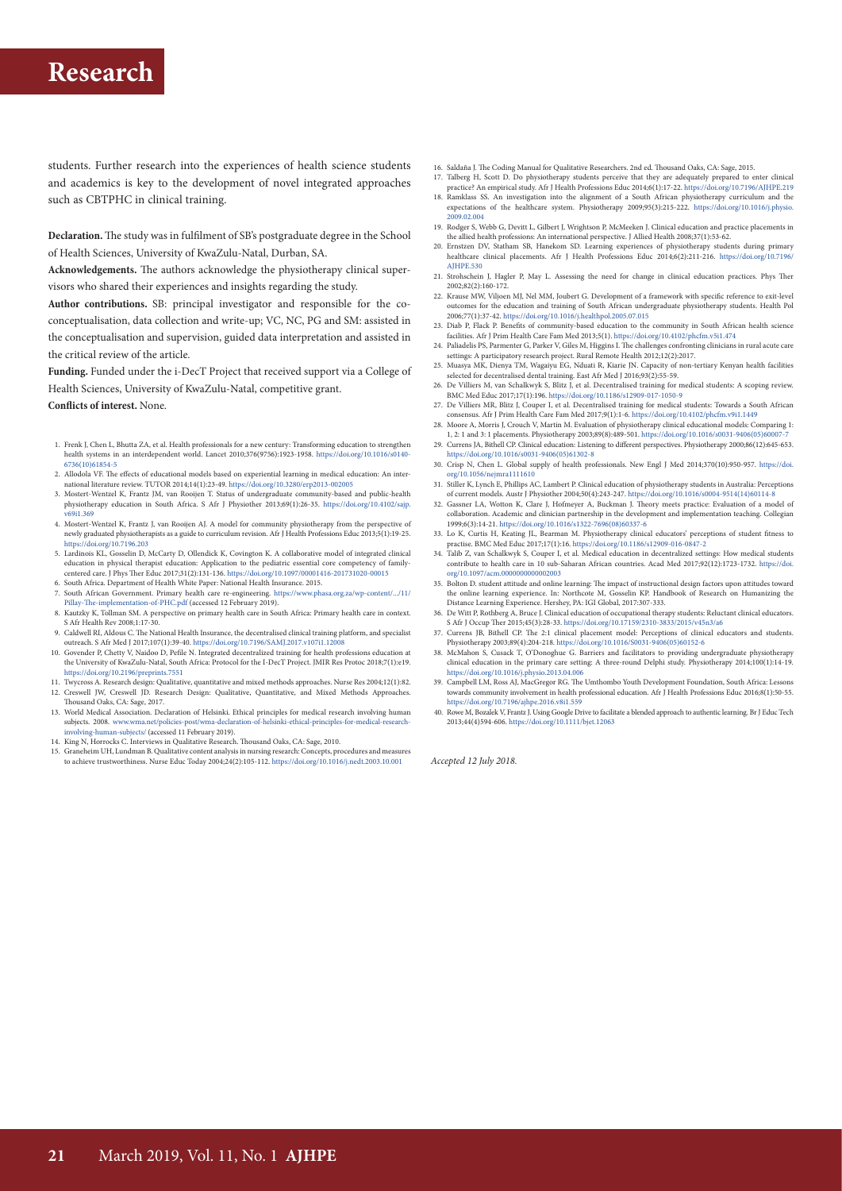students. Further research into the experiences of health science students and academics is key to the development of novel integrated approaches such as CBTPHC in clinical training.

**Declaration.** The study was in fulfilment of SB's postgraduate degree in the School of Health Sciences, University of KwaZulu-Natal, Durban, SA.

**Acknowledgements.** The authors acknowledge the physiotherapy clinical supervisors who shared their experiences and insights regarding the study.

**Author contributions.** SB: principal investigator and responsible for the co-conceptualisation, data collection and write-up; VC, NC, PG and SM: assisted in the conceptualisation and supervision, guided data interpretation and assisted in the critical review of the article.

**Funding.** Funded under the i-DecT Project that received support via a College of Health Sciences, University of KwaZulu-Natal, competitive grant.

**Conflicts of interest.** None.

1. Frenk J, Chen L, Bhutta ZA, et al. Health professionals for a new century: Transforming education to strengthen health systems in an interdependent world. Lancet 2010;376(9756):1923-1958. https://doi.org/10.1016/s0140-6736(10)61854-5
2. Allodola VF. The effects of educational models based on experiential learning in medical education: An international literature review. TUTOR 2014;14(1):23-49. https://doi.org/10.3280/erp2013-002005
3. Mostert-Wentzel K, Frantz JM, van Rooijen T. Status of undergraduate community-based and public-health physiotherapy education in South Africa. S Afr J Physiother 2013;69(1):26-35. https://doi.org/10.4102/sajp.v69i1.369
4. Mostert-Wentzel K, Frantz J, van Rooijen AJ. A model for community physiotherapy from the perspective of newly graduated physiotherapists as a guide to curriculum revision. Afr J Health Professions Educ 2013;5(1):19-25. https://doi.org/10.7196.203
5. Lardinois KL, Gosselin D, McCarty D, Ollendick K, Covington K. A collaborative model of integrated clinical education in physical therapist education: Application to the pediatric essential core competency of family-centered care. J Phys Ther Educ 2017;31(2):131-136. https://doi.org/10.1097/00001416-201731020-00015
6. South Africa. Department of Health White Paper: National Health Insurance. 2015.
7. South African Government. Primary health care re-engineering. https://www.phasa.org.za/wp-content/.../11/Pillay-The-implementation-of-PHC.pdf (accessed 12 February 2019).
8. Kautzky K, Tollman SM. A perspective on primary health care in South Africa: Primary health care in context. S Afr Health Rev 2008;1:17-30.
9. Caldwell RI, Aldous C. The National Health Insurance, the decentralised clinical training platform, and specialist outreach. S Afr Med J 2017;107(1):39-40. https://doi.org/10.7196/SAMJ.2017.v107i1.12008
10. Govender P, Chetty V, Naidoo D, Pefile N. Integrated decentralized training for health professions education at the University of KwaZulu-Natal, South Africa: Protocol for the I-DecT Project. JMIR Res Protoc 2018;7(1):e19. https://doi.org/10.2196/preprints.7551
11. Twycross A. Research design: Qualitative, quantitative and mixed methods approaches. Nurse Res 2004;12(1):82.
12. Creswell JW, Creswell JD. Research Design: Qualitative, Quantitative, and Mixed Methods Approaches. Thousand Oaks, CA: Sage, 2017.
13. World Medical Association. Declaration of Helsinki. Ethical principles for medical research involving human subjects. 2008. www.wma.net/policies-post/wma-declaration-of-helsinki-ethical-principles-for-medical-research-involving-human-subjects/ (accessed 11 February 2019).
14. King N, Horrocks C. Interviews in Qualitative Research. Thousand Oaks, CA: Sage, 2010.
15. Graneheim UH, Lundman B. Qualitative content analysis in nursing research: Concepts, procedures and measures to achieve trustworthiness. Nurse Educ Today 2004;24(2):105-112. https://doi.org/10.1016/j.nedt.2003.10.001
16. Saldaña J. The Coding Manual for Qualitative Researchers. 2nd ed. Thousand Oaks, CA: Sage, 2015.
17. Talberg H, Scott D. Do physiotherapy students perceive that they are adequately prepared to enter clinical practice? An empirical study. Afr J Health Professions Educ 2014;6(1):17-22. https://doi.org/10.7196/AJHPE.219
18. Ramklass SS. An investigation into the alignment of a South African physiotherapy curriculum and the expectations of the healthcare system. Physiotherapy 2009;95(3):215-222. https://doi.org/10.1016/j.physio.2009.02.004
19. Rodger S, Webb G, Devitt L, Gilbert J, Wrightson P, McMeeken J. Clinical education and practice placements in the allied health professions: An international perspective. J Allied Health 2008;37(1):53-62.
20. Ernstzen DV, Statham SB, Hanekom SD. Learning experiences of physiotherapy students during primary healthcare clinical placements. Afr J Health Professions Educ 2014;6(2):211-216. https://doi.org/10.7196/AJHPE.530
21. Strohschein J, Hagler P, May L. Assessing the need for change in clinical education practices. Phys Ther 2002;82(2):160-172.
22. Krause MW, Viljoen MJ, Nel MM, Joubert G. Development of a framework with specific reference to exit-level outcomes for the education and training of South African undergraduate physiotherapy students. Health Pol 2006;77(1):37-42. https://doi.org/10.1016/j.healthpol.2005.07.015
23. Diab P, Flack P. Benefits of community-based education to the community in South African health science facilities. Afr J Prim Health Care Fam Med 2013;5(1). https://doi.org/10.4102/phcfm.v5i1.474
24. Paliadelis PS, Parmenter G, Parker V, Giles M, Higgins I. The challenges confronting clinicians in rural acute care settings: A participatory research project. Rural Remote Health 2012;12(2):2017.
25. Muasya MK, Dienya TM, Wagaiyu EG, Nduati R, Kiarie JN. Capacity of non-tertiary Kenyan health facilities selected for decentralised dental training. East Afr Med J 2016;93(2):55-59.
26. De Villiers M, van Schalkwyk S, Blitz J, et al. Decentralised training for medical students: A scoping review. BMC Med Educ 2017;17(1):196. https://doi.org/10.1186/s12909-017-1050-9
27. De Villiers MR, Blitz J, Couper I, et al. Decentralised training for medical students: Towards a South African consensus. Afr J Prim Health Care Fam Med 2017;9(1):1-6. https://doi.org/10.4102/phcfm.v9i1.1449
28. Moore A, Morris J, Crouch V, Martin M. Evaluation of physiotherapy clinical educational models: Comparing 1: 1, 2: 1 and 3: 1 placements. Physiotherapy 2003;89(8):489-501. https://doi.org/10.1016/s0031-9406(05)60007-7
29. Currens JA, Bithell CP. Clinical education: Listening to different perspectives. Physiotherapy 2000;86(12):645-653. https://doi.org/10.1016/s0031-9406(05)61302-8
30. Crisp N, Chen L. Global supply of health professionals. New Engl J Med 2014;370(10):950-957. https://doi.org/10.1056/nejmra1111610
31. Stiller K, Lynch E, Phillips AC, Lambert P. Clinical education of physiotherapy students in Australia: Perceptions of current models. Austr J Physiother 2004;50(4):243-247. https://doi.org/10.1016/s0004-9514(14)60114-8
32. Gassner LA, Wotton K, Clare J, Hofmeyer A, Buckman J. Theory meets practice: Evaluation of a model of collaboration. Academic and clinician partnership in the development and implementation teaching. Collegian 1999;6(3):14-21. https://doi.org/10.1016/s1322-7696(08)60337-6
33. Lo K, Curtis H, Keating JL, Bearman M. Physiotherapy clinical educators' perceptions of student fitness to practise. BMC Med Educ 2017;17(1):16. https://doi.org/10.1186/s12909-016-0847-2
34. Talib Z, van Schalkwyk S, Couper I, et al. Medical education in decentralized settings: How medical students contribute to health care in 10 sub-Saharan African countries. Acad Med 2017;92(12):1723-1732. https://doi.org/10.1097/acm.0000000000002003
35. Bolton D. student attitude and online learning: The impact of instructional design factors upon attitudes toward the online learning experience. In: Northcote M, Gosselin KP. Handbook of Research on Humanizing the Distance Learning Experience. Hershey, PA: IGI Global, 2017:307-333.
36. De Witt P, Rothberg A, Bruce J. Clinical education of occupational therapy students: Reluctant clinical educators. S Afr J Occup Ther 2015;45(3):28-33. https://doi.org/10.17159/2310-3833/2015/v45n3/a6
37. Currens JB, Bithell CP. The 2:1 clinical placement model: Perceptions of clinical educators and students. Physiotherapy 2003;89(4):204-218. https://doi.org/10.1016/S0031-9406(05)60152-6
38. McMahon S, Cusack T, O'Donoghue G. Barriers and facilitators to providing undergraduate physiotherapy clinical education in the primary care setting: A three-round Delphi study. Physiotherapy 2014;100(1):14-19. https://doi.org/10.1016/j.physio.2013.04.006
39. Campbell LM, Ross AJ, MacGregor RG. The Umthombo Youth Development Foundation, South Africa: Lessons towards community involvement in health professional education. Afr J Health Professions Educ 2016;8(1):50-55. https://doi.org/10.7196/ajhpe.2016.v8i1.559
40. Rowe M, Bozalek V, Frantz J. Using Google Drive to facilitate a blended approach to authentic learning. Br J Educ Tech 2013;44(4)594-606. https://doi.org/10.1111/bjet.12063

*Accepted 12 July 2018.*